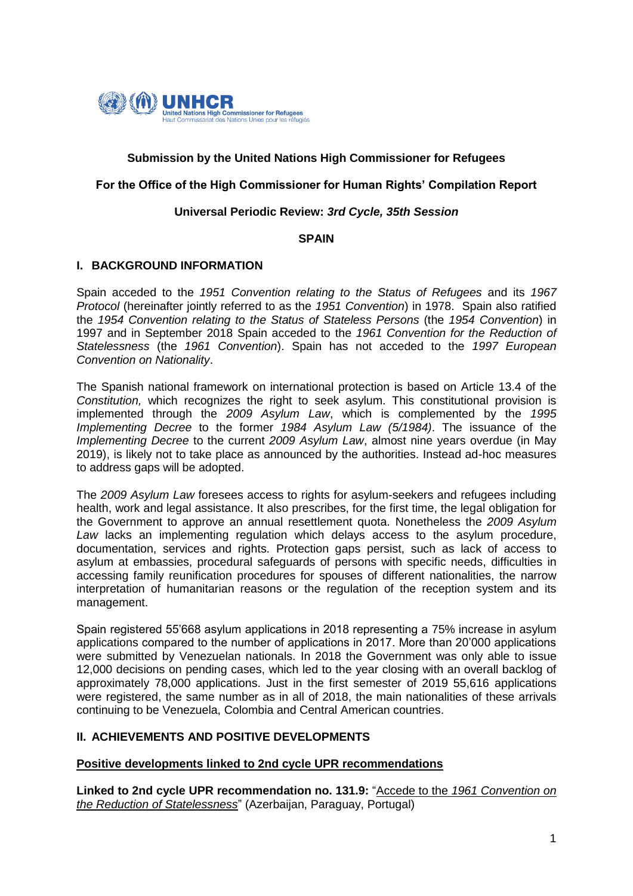UNHCR
United Nations High Commissioner for Refugees
Haut Commissariat des Nations Unies pour les réfugiés

**Submission by the United Nations High Commissioner for Refugees**

**For the Office of the High Commissioner for Human Rights' Compilation Report**

**Universal Periodic Review: *3rd Cycle, 35th Session***

**SPAIN**

## I. BACKGROUND INFORMATION

Spain acceded to the *1951 Convention relating to the Status of Refugees* and its *1967 Protocol* (hereinafter jointly referred to as the *1951 Convention*) in 1978. Spain also ratified the *1954 Convention relating to the Status of Stateless Persons* (the *1954 Convention*) in 1997 and in September 2018 Spain acceded to the *1961 Convention for the Reduction of Statelessness* (the *1961 Convention*). Spain has not acceded to the *1997 European Convention on Nationality*.

The Spanish national framework on international protection is based on Article 13.4 of the *Constitution,* which recognizes the right to seek asylum. This constitutional provision is implemented through the *2009 Asylum Law*, which is complemented by the *1995 Implementing Decree* to the former *1984 Asylum Law (5/1984)*. The issuance of the *Implementing Decree* to the current *2009 Asylum Law*, almost nine years overdue (in May 2019), is likely not to take place as announced by the authorities. Instead ad-hoc measures to address gaps will be adopted.

The *2009 Asylum Law* foresees access to rights for asylum-seekers and refugees including health, work and legal assistance. It also prescribes, for the first time, the legal obligation for the Government to approve an annual resettlement quota. Nonetheless the *2009 Asylum Law* lacks an implementing regulation which delays access to the asylum procedure, documentation, services and rights. Protection gaps persist, such as lack of access to asylum at embassies, procedural safeguards of persons with specific needs, difficulties in accessing family reunification procedures for spouses of different nationalities, the narrow interpretation of humanitarian reasons or the regulation of the reception system and its management.

Spain registered 55'668 asylum applications in 2018 representing a 75% increase in asylum applications compared to the number of applications in 2017. More than 20'000 applications were submitted by Venezuelan nationals. In 2018 the Government was only able to issue 12,000 decisions on pending cases, which led to the year closing with an overall backlog of approximately 78,000 applications. Just in the first semester of 2019 55,616 applications were registered, the same number as in all of 2018, the main nationalities of these arrivals continuing to be Venezuela, Colombia and Central American countries.

## II. ACHIEVEMENTS AND POSITIVE DEVELOPMENTS

### Positive developments linked to 2nd cycle UPR recommendations

**Linked to 2nd cycle UPR recommendation no. 131.9:** "Accede to the *1961 Convention on the Reduction of Statelessness*" (Azerbaijan, Paraguay, Portugal)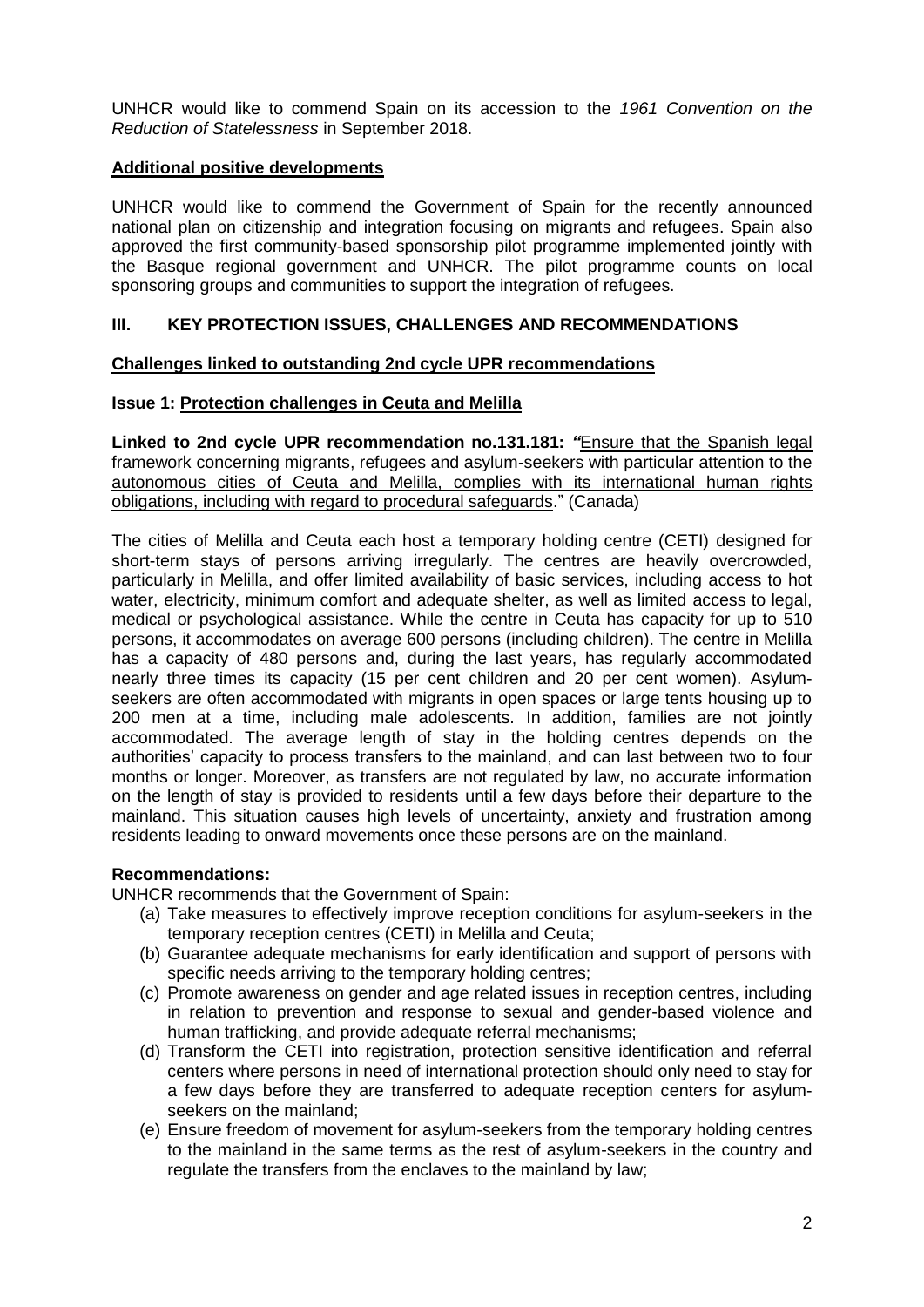UNHCR would like to commend Spain on its accession to the *1961 Convention on the Reduction of Statelessness* in September 2018.

## Additional positive developments

UNHCR would like to commend the Government of Spain for the recently announced national plan on citizenship and integration focusing on migrants and refugees. Spain also approved the first community-based sponsorship pilot programme implemented jointly with the Basque regional government and UNHCR. The pilot programme counts on local sponsoring groups and communities to support the integration of refugees.

## III. KEY PROTECTION ISSUES, CHALLENGES AND RECOMMENDATIONS

### Challenges linked to outstanding 2nd cycle UPR recommendations

### Issue 1: Protection challenges in Ceuta and Melilla

**Linked to 2nd cycle UPR recommendation no.131.181:** *"*Ensure that the Spanish legal framework concerning migrants, refugees and asylum-seekers with particular attention to the autonomous cities of Ceuta and Melilla, complies with its international human rights obligations, including with regard to procedural safeguards." (Canada)

The cities of Melilla and Ceuta each host a temporary holding centre (CETI) designed for short-term stays of persons arriving irregularly. The centres are heavily overcrowded, particularly in Melilla, and offer limited availability of basic services, including access to hot water, electricity, minimum comfort and adequate shelter, as well as limited access to legal, medical or psychological assistance. While the centre in Ceuta has capacity for up to 510 persons, it accommodates on average 600 persons (including children). The centre in Melilla has a capacity of 480 persons and, during the last years, has regularly accommodated nearly three times its capacity (15 per cent children and 20 per cent women). Asylum-seekers are often accommodated with migrants in open spaces or large tents housing up to 200 men at a time, including male adolescents. In addition, families are not jointly accommodated. The average length of stay in the holding centres depends on the authorities' capacity to process transfers to the mainland, and can last between two to four months or longer. Moreover, as transfers are not regulated by law, no accurate information on the length of stay is provided to residents until a few days before their departure to the mainland. This situation causes high levels of uncertainty, anxiety and frustration among residents leading to onward movements once these persons are on the mainland.

**Recommendations:**

UNHCR recommends that the Government of Spain:

(a) Take measures to effectively improve reception conditions for asylum-seekers in the temporary reception centres (CETI) in Melilla and Ceuta;

(b) Guarantee adequate mechanisms for early identification and support of persons with specific needs arriving to the temporary holding centres;

(c) Promote awareness on gender and age related issues in reception centres, including in relation to prevention and response to sexual and gender-based violence and human trafficking, and provide adequate referral mechanisms;

(d) Transform the CETI into registration, protection sensitive identification and referral centers where persons in need of international protection should only need to stay for a few days before they are transferred to adequate reception centers for asylum-seekers on the mainland;

(e) Ensure freedom of movement for asylum-seekers from the temporary holding centres to the mainland in the same terms as the rest of asylum-seekers in the country and regulate the transfers from the enclaves to the mainland by law;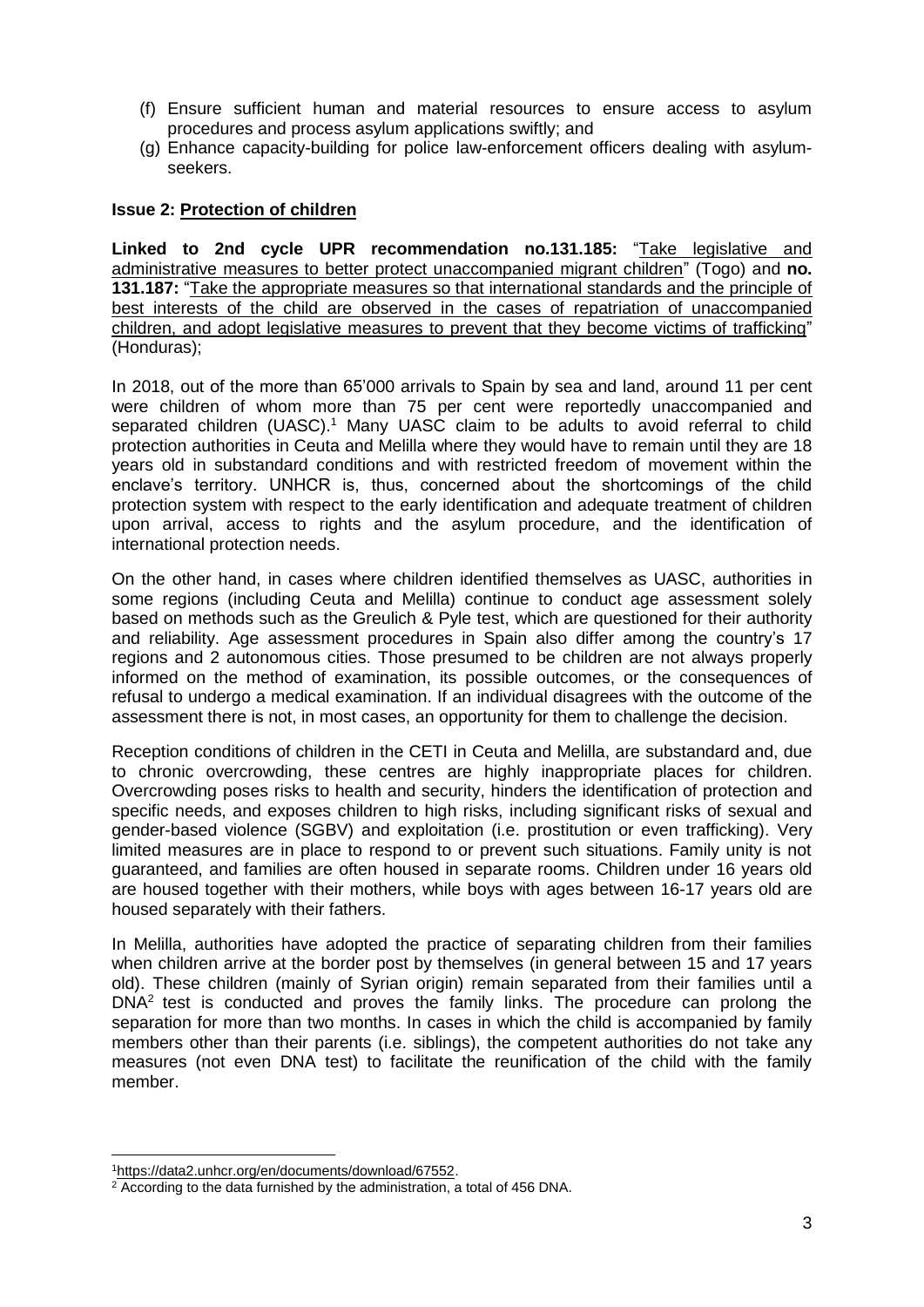(f) Ensure sufficient human and material resources to ensure access to asylum procedures and process asylum applications swiftly; and

(g) Enhance capacity-building for police law-enforcement officers dealing with asylum-seekers.

**Issue 2: Protection of children**

**Linked to 2nd cycle UPR recommendation no.131.185:** "Take legislative and administrative measures to better protect unaccompanied migrant children" (Togo) and **no. 131.187:** "Take the appropriate measures so that international standards and the principle of best interests of the child are observed in the cases of repatriation of unaccompanied children, and adopt legislative measures to prevent that they become victims of trafficking" (Honduras);

In 2018, out of the more than 65'000 arrivals to Spain by sea and land, around 11 per cent were children of whom more than 75 per cent were reportedly unaccompanied and separated children (UASC).[1] Many UASC claim to be adults to avoid referral to child protection authorities in Ceuta and Melilla where they would have to remain until they are 18 years old in substandard conditions and with restricted freedom of movement within the enclave's territory. UNHCR is, thus, concerned about the shortcomings of the child protection system with respect to the early identification and adequate treatment of children upon arrival, access to rights and the asylum procedure, and the identification of international protection needs.

On the other hand, in cases where children identified themselves as UASC, authorities in some regions (including Ceuta and Melilla) continue to conduct age assessment solely based on methods such as the Greulich & Pyle test, which are questioned for their authority and reliability. Age assessment procedures in Spain also differ among the country's 17 regions and 2 autonomous cities. Those presumed to be children are not always properly informed on the method of examination, its possible outcomes, or the consequences of refusal to undergo a medical examination. If an individual disagrees with the outcome of the assessment there is not, in most cases, an opportunity for them to challenge the decision.

Reception conditions of children in the CETI in Ceuta and Melilla, are substandard and, due to chronic overcrowding, these centres are highly inappropriate places for children. Overcrowding poses risks to health and security, hinders the identification of protection and specific needs, and exposes children to high risks, including significant risks of sexual and gender-based violence (SGBV) and exploitation (i.e. prostitution or even trafficking). Very limited measures are in place to respond to or prevent such situations. Family unity is not guaranteed, and families are often housed in separate rooms. Children under 16 years old are housed together with their mothers, while boys with ages between 16-17 years old are housed separately with their fathers.

In Melilla, authorities have adopted the practice of separating children from their families when children arrive at the border post by themselves (in general between 15 and 17 years old). These children (mainly of Syrian origin) remain separated from their families until a DNA[2] test is conducted and proves the family links. The procedure can prolong the separation for more than two months. In cases in which the child is accompanied by family members other than their parents (i.e. siblings), the competent authorities do not take any measures (not even DNA test) to facilitate the reunification of the child with the family member.

---

[1] https://data2.unhcr.org/en/documents/download/67552.

[2] According to the data furnished by the administration, a total of 456 DNA.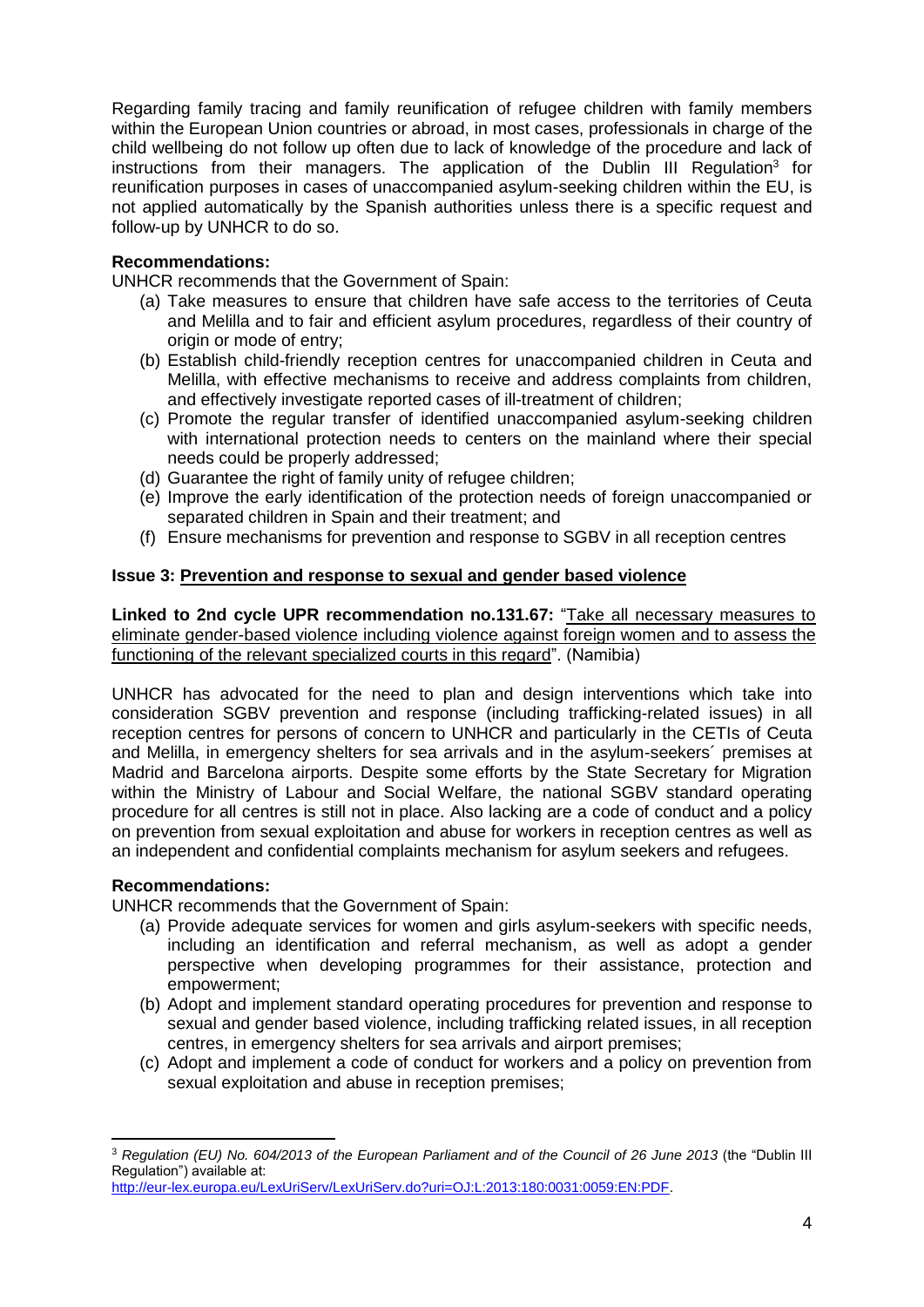Regarding family tracing and family reunification of refugee children with family members within the European Union countries or abroad, in most cases, professionals in charge of the child wellbeing do not follow up often due to lack of knowledge of the procedure and lack of instructions from their managers. The application of the Dublin III Regulation[3] for reunification purposes in cases of unaccompanied asylum-seeking children within the EU, is not applied automatically by the Spanish authorities unless there is a specific request and follow-up by UNHCR to do so.

**Recommendations:**

UNHCR recommends that the Government of Spain:

(a) Take measures to ensure that children have safe access to the territories of Ceuta and Melilla and to fair and efficient asylum procedures, regardless of their country of origin or mode of entry;

(b) Establish child-friendly reception centres for unaccompanied children in Ceuta and Melilla, with effective mechanisms to receive and address complaints from children, and effectively investigate reported cases of ill-treatment of children;

(c) Promote the regular transfer of identified unaccompanied asylum-seeking children with international protection needs to centers on the mainland where their special needs could be properly addressed;

(d) Guarantee the right of family unity of refugee children;

(e) Improve the early identification of the protection needs of foreign unaccompanied or separated children in Spain and their treatment; and

(f) Ensure mechanisms for prevention and response to SGBV in all reception centres

**Issue 3: Prevention and response to sexual and gender based violence**

**Linked to 2nd cycle UPR recommendation no.131.67:** "Take all necessary measures to eliminate gender-based violence including violence against foreign women and to assess the functioning of the relevant specialized courts in this regard". (Namibia)

UNHCR has advocated for the need to plan and design interventions which take into consideration SGBV prevention and response (including trafficking-related issues) in all reception centres for persons of concern to UNHCR and particularly in the CETIs of Ceuta and Melilla, in emergency shelters for sea arrivals and in the asylum-seekers´ premises at Madrid and Barcelona airports. Despite some efforts by the State Secretary for Migration within the Ministry of Labour and Social Welfare, the national SGBV standard operating procedure for all centres is still not in place. Also lacking are a code of conduct and a policy on prevention from sexual exploitation and abuse for workers in reception centres as well as an independent and confidential complaints mechanism for asylum seekers and refugees.

**Recommendations:**

UNHCR recommends that the Government of Spain:

(a) Provide adequate services for women and girls asylum-seekers with specific needs, including an identification and referral mechanism, as well as adopt a gender perspective when developing programmes for their assistance, protection and empowerment;

(b) Adopt and implement standard operating procedures for prevention and response to sexual and gender based violence, including trafficking related issues, in all reception centres, in emergency shelters for sea arrivals and airport premises;

(c) Adopt and implement a code of conduct for workers and a policy on prevention from sexual exploitation and abuse in reception premises;

---

[3] *Regulation (EU) No. 604/2013 of the European Parliament and of the Council of 26 June 2013* (the "Dublin III Regulation") available at: http://eur-lex.europa.eu/LexUriServ/LexUriServ.do?uri=OJ:L:2013:180:0031:0059:EN:PDF.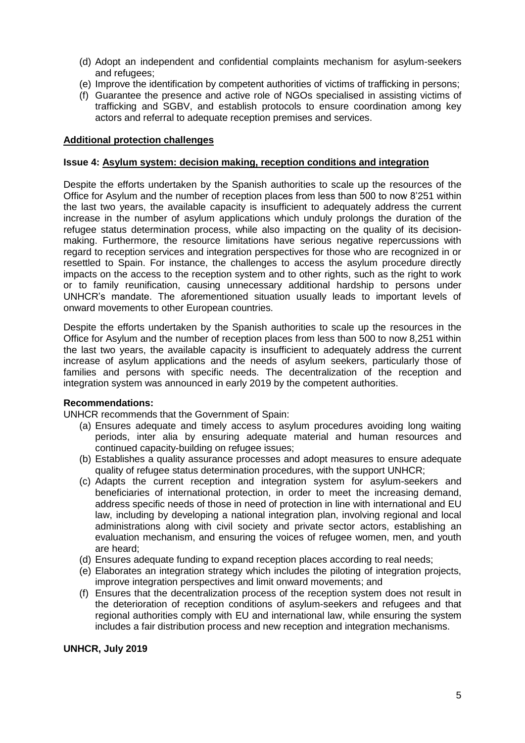(d) Adopt an independent and confidential complaints mechanism for asylum-seekers and refugees;
(e) Improve the identification by competent authorities of victims of trafficking in persons;
(f) Guarantee the presence and active role of NGOs specialised in assisting victims of trafficking and SGBV, and establish protocols to ensure coordination among key actors and referral to adequate reception premises and services.

**Additional protection challenges**

**Issue 4: Asylum system: decision making, reception conditions and integration**

Despite the efforts undertaken by the Spanish authorities to scale up the resources of the Office for Asylum and the number of reception places from less than 500 to now 8'251 within the last two years, the available capacity is insufficient to adequately address the current increase in the number of asylum applications which unduly prolongs the duration of the refugee status determination process, while also impacting on the quality of its decision-making. Furthermore, the resource limitations have serious negative repercussions with regard to reception services and integration perspectives for those who are recognized in or resettled to Spain. For instance, the challenges to access the asylum procedure directly impacts on the access to the reception system and to other rights, such as the right to work or to family reunification, causing unnecessary additional hardship to persons under UNHCR's mandate. The aforementioned situation usually leads to important levels of onward movements to other European countries.

Despite the efforts undertaken by the Spanish authorities to scale up the resources in the Office for Asylum and the number of reception places from less than 500 to now 8,251 within the last two years, the available capacity is insufficient to adequately address the current increase of asylum applications and the needs of asylum seekers, particularly those of families and persons with specific needs. The decentralization of the reception and integration system was announced in early 2019 by the competent authorities.

**Recommendations:**

UNHCR recommends that the Government of Spain:

(a) Ensures adequate and timely access to asylum procedures avoiding long waiting periods, inter alia by ensuring adequate material and human resources and continued capacity-building on refugee issues;
(b) Establishes a quality assurance processes and adopt measures to ensure adequate quality of refugee status determination procedures, with the support UNHCR;
(c) Adapts the current reception and integration system for asylum-seekers and beneficiaries of international protection, in order to meet the increasing demand, address specific needs of those in need of protection in line with international and EU law, including by developing a national integration plan, involving regional and local administrations along with civil society and private sector actors, establishing an evaluation mechanism, and ensuring the voices of refugee women, men, and youth are heard;
(d) Ensures adequate funding to expand reception places according to real needs;
(e) Elaborates an integration strategy which includes the piloting of integration projects, improve integration perspectives and limit onward movements; and
(f) Ensures that the decentralization process of the reception system does not result in the deterioration of reception conditions of asylum-seekers and refugees and that regional authorities comply with EU and international law, while ensuring the system includes a fair distribution process and new reception and integration mechanisms.

**UNHCR, July 2019**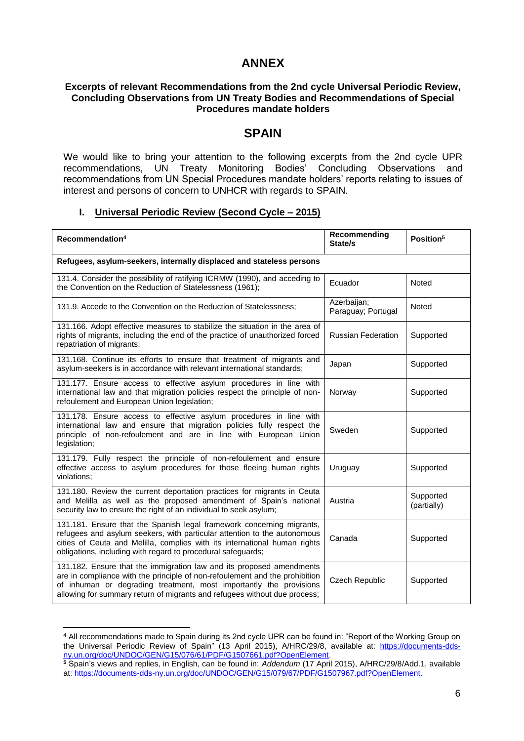# ANNEX

**Excerpts of relevant Recommendations from the 2nd cycle Universal Periodic Review, Concluding Observations from UN Treaty Bodies and Recommendations of Special Procedures mandate holders**

# SPAIN

We would like to bring your attention to the following excerpts from the 2nd cycle UPR recommendations, UN Treaty Monitoring Bodies' Concluding Observations and recommendations from UN Special Procedures mandate holders' reports relating to issues of interest and persons of concern to UNHCR with regards to SPAIN.

## I. Universal Periodic Review (Second Cycle – 2015)

| Recommendation[4] | Recommending State/s | Position[5] |
|---|---|---|
| **Refugees, asylum-seekers, internally displaced and stateless persons** | | |
| 131.4. Consider the possibility of ratifying ICRMW (1990), and acceding to the Convention on the Reduction of Statelessness (1961); | Ecuador | Noted |
| 131.9. Accede to the Convention on the Reduction of Statelessness; | Azerbaijan; Paraguay; Portugal | Noted |
| 131.166. Adopt effective measures to stabilize the situation in the area of rights of migrants, including the end of the practice of unauthorized forced repatriation of migrants; | Russian Federation | Supported |
| 131.168. Continue its efforts to ensure that treatment of migrants and asylum-seekers is in accordance with relevant international standards; | Japan | Supported |
| 131.177. Ensure access to effective asylum procedures in line with international law and that migration policies respect the principle of non-refoulement and European Union legislation; | Norway | Supported |
| 131.178. Ensure access to effective asylum procedures in line with international law and ensure that migration policies fully respect the principle of non-refoulement and are in line with European Union legislation; | Sweden | Supported |
| 131.179. Fully respect the principle of non-refoulement and ensure effective access to asylum procedures for those fleeing human rights violations; | Uruguay | Supported |
| 131.180. Review the current deportation practices for migrants in Ceuta and Melilla as well as the proposed amendment of Spain's national security law to ensure the right of an individual to seek asylum; | Austria | Supported (partially) |
| 131.181. Ensure that the Spanish legal framework concerning migrants, refugees and asylum seekers, with particular attention to the autonomous cities of Ceuta and Melilla, complies with its international human rights obligations, including with regard to procedural safeguards; | Canada | Supported |
| 131.182. Ensure that the immigration law and its proposed amendments are in compliance with the principle of non-refoulement and the prohibition of inhuman or degrading treatment, most importantly the provisions allowing for summary return of migrants and refugees without due process; | Czech Republic | Supported |

[4] All recommendations made to Spain during its 2nd cycle UPR can be found in: "Report of the Working Group on the Universal Periodic Review of Spain" (13 April 2015), A/HRC/29/8, available at: https://documents-dds-ny.un.org/doc/UNDOC/GEN/G15/076/61/PDF/G1507661.pdf?OpenElement.

[5] Spain's views and replies, in English, can be found in: *Addendum* (17 April 2015), A/HRC/29/8/Add.1, available at: https://documents-dds-ny.un.org/doc/UNDOC/GEN/G15/079/67/PDF/G1507967.pdf?OpenElement.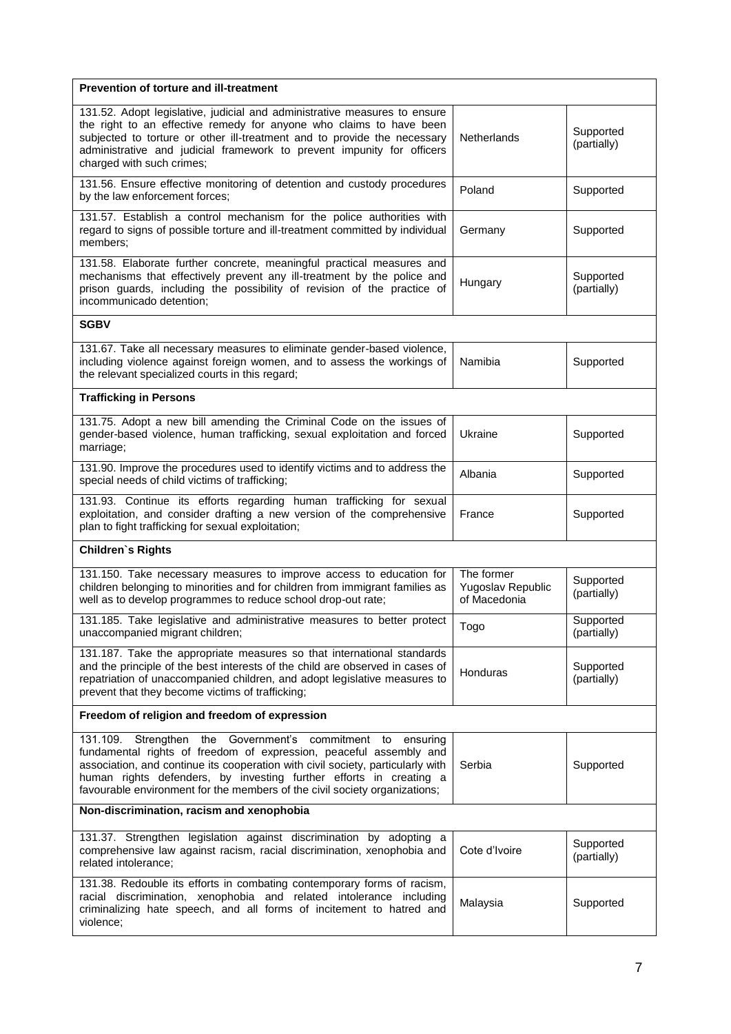| Prevention of torture and ill-treatment | | |
|---|---|---|
| 131.52. Adopt legislative, judicial and administrative measures to ensure the right to an effective remedy for anyone who claims to have been subjected to torture or other ill-treatment and to provide the necessary administrative and judicial framework to prevent impunity for officers charged with such crimes; | Netherlands | Supported (partially) |
| 131.56. Ensure effective monitoring of detention and custody procedures by the law enforcement forces; | Poland | Supported |
| 131.57. Establish a control mechanism for the police authorities with regard to signs of possible torture and ill-treatment committed by individual members; | Germany | Supported |
| 131.58. Elaborate further concrete, meaningful practical measures and mechanisms that effectively prevent any ill-treatment by the police and prison guards, including the possibility of revision of the practice of incommunicado detention; | Hungary | Supported (partially) |
| **SGBV** | | |
| 131.67. Take all necessary measures to eliminate gender-based violence, including violence against foreign women, and to assess the workings of the relevant specialized courts in this regard; | Namibia | Supported |
| **Trafficking in Persons** | | |
| 131.75. Adopt a new bill amending the Criminal Code on the issues of gender-based violence, human trafficking, sexual exploitation and forced marriage; | Ukraine | Supported |
| 131.90. Improve the procedures used to identify victims and to address the special needs of child victims of trafficking; | Albania | Supported |
| 131.93. Continue its efforts regarding human trafficking for sexual exploitation, and consider drafting a new version of the comprehensive plan to fight trafficking for sexual exploitation; | France | Supported |
| **Children`s Rights** | | |
| 131.150. Take necessary measures to improve access to education for children belonging to minorities and for children from immigrant families as well as to develop programmes to reduce school drop-out rate; | The former Yugoslav Republic of Macedonia | Supported (partially) |
| 131.185. Take legislative and administrative measures to better protect unaccompanied migrant children; | Togo | Supported (partially) |
| 131.187. Take the appropriate measures so that international standards and the principle of the best interests of the child are observed in cases of repatriation of unaccompanied children, and adopt legislative measures to prevent that they become victims of trafficking; | Honduras | Supported (partially) |
| **Freedom of religion and freedom of expression** | | |
| 131.109. Strengthen the Government's commitment to ensuring fundamental rights of freedom of expression, peaceful assembly and association, and continue its cooperation with civil society, particularly with human rights defenders, by investing further efforts in creating a favourable environment for the members of the civil society organizations; | Serbia | Supported |
| **Non-discrimination, racism and xenophobia** | | |
| 131.37. Strengthen legislation against discrimination by adopting a comprehensive law against racism, racial discrimination, xenophobia and related intolerance; | Cote d'Ivoire | Supported (partially) |
| 131.38. Redouble its efforts in combating contemporary forms of racism, racial discrimination, xenophobia and related intolerance including criminalizing hate speech, and all forms of incitement to hatred and violence; | Malaysia | Supported |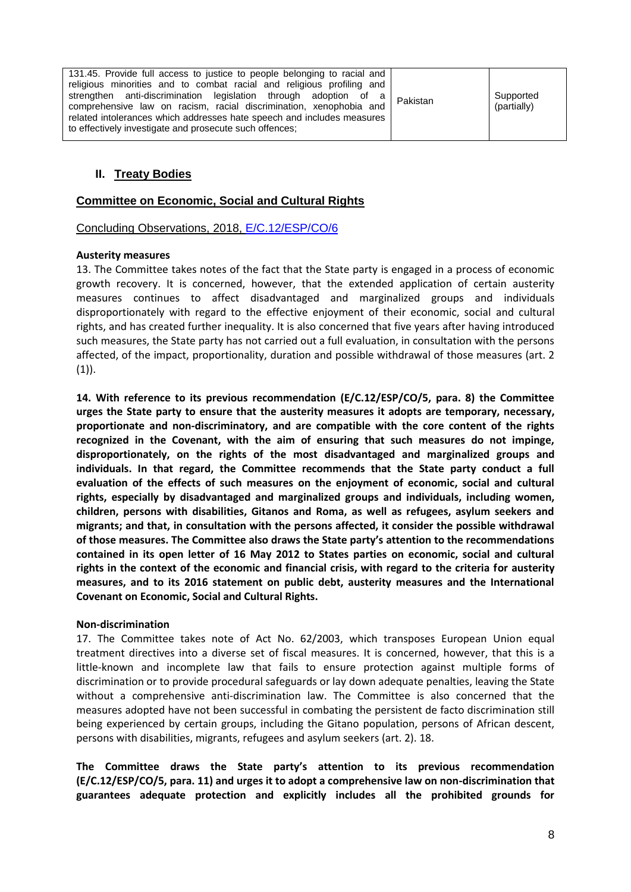| | | |
|---|---|---|
| 131.45. Provide full access to justice to people belonging to racial and religious minorities and to combat racial and religious profiling and strengthen anti-discrimination legislation through adoption of a comprehensive law on racism, racial discrimination, xenophobia and related intolerances which addresses hate speech and includes measures to effectively investigate and prosecute such offences; | Pakistan | Supported (partially) |

## II. Treaty Bodies

### Committee on Economic, Social and Cultural Rights

Concluding Observations, 2018, E/C.12/ESP/CO/6

**Austerity measures**

13. The Committee takes notes of the fact that the State party is engaged in a process of economic growth recovery. It is concerned, however, that the extended application of certain austerity measures continues to affect disadvantaged and marginalized groups and individuals disproportionately with regard to the effective enjoyment of their economic, social and cultural rights, and has created further inequality. It is also concerned that five years after having introduced such measures, the State party has not carried out a full evaluation, in consultation with the persons affected, of the impact, proportionality, duration and possible withdrawal of those measures (art. 2 (1)).

**14. With reference to its previous recommendation (E/C.12/ESP/CO/5, para. 8) the Committee urges the State party to ensure that the austerity measures it adopts are temporary, necessary, proportionate and non-discriminatory, and are compatible with the core content of the rights recognized in the Covenant, with the aim of ensuring that such measures do not impinge, disproportionately, on the rights of the most disadvantaged and marginalized groups and individuals. In that regard, the Committee recommends that the State party conduct a full evaluation of the effects of such measures on the enjoyment of economic, social and cultural rights, especially by disadvantaged and marginalized groups and individuals, including women, children, persons with disabilities, Gitanos and Roma, as well as refugees, asylum seekers and migrants; and that, in consultation with the persons affected, it consider the possible withdrawal of those measures. The Committee also draws the State party's attention to the recommendations contained in its open letter of 16 May 2012 to States parties on economic, social and cultural rights in the context of the economic and financial crisis, with regard to the criteria for austerity measures, and to its 2016 statement on public debt, austerity measures and the International Covenant on Economic, Social and Cultural Rights.**

**Non-discrimination**

17. The Committee takes note of Act No. 62/2003, which transposes European Union equal treatment directives into a diverse set of fiscal measures. It is concerned, however, that this is a little-known and incomplete law that fails to ensure protection against multiple forms of discrimination or to provide procedural safeguards or lay down adequate penalties, leaving the State without a comprehensive anti-discrimination law. The Committee is also concerned that the measures adopted have not been successful in combating the persistent de facto discrimination still being experienced by certain groups, including the Gitano population, persons of African descent, persons with disabilities, migrants, refugees and asylum seekers (art. 2). 18.

**The Committee draws the State party's attention to its previous recommendation (E/C.12/ESP/CO/5, para. 11) and urges it to adopt a comprehensive law on non-discrimination that guarantees adequate protection and explicitly includes all the prohibited grounds for**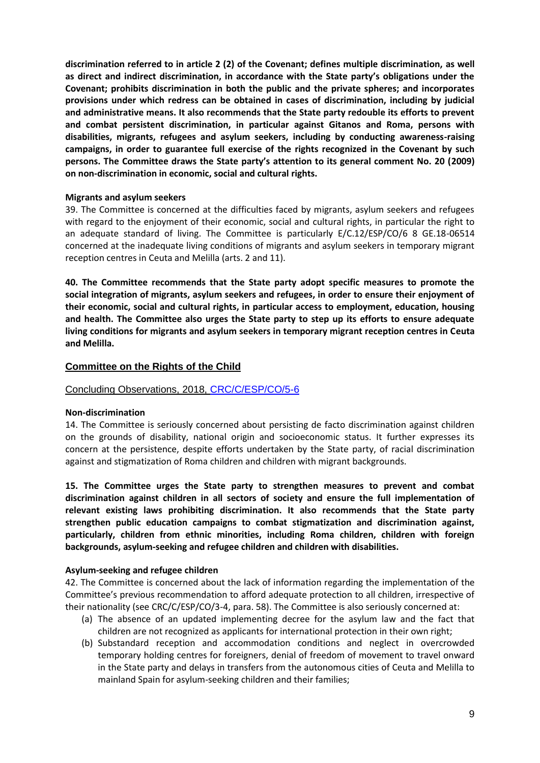**discrimination referred to in article 2 (2) of the Covenant; defines multiple discrimination, as well as direct and indirect discrimination, in accordance with the State party's obligations under the Covenant; prohibits discrimination in both the public and the private spheres; and incorporates provisions under which redress can be obtained in cases of discrimination, including by judicial and administrative means. It also recommends that the State party redouble its efforts to prevent and combat persistent discrimination, in particular against Gitanos and Roma, persons with disabilities, migrants, refugees and asylum seekers, including by conducting awareness-raising campaigns, in order to guarantee full exercise of the rights recognized in the Covenant by such persons. The Committee draws the State party's attention to its general comment No. 20 (2009) on non-discrimination in economic, social and cultural rights.**

**Migrants and asylum seekers**

39. The Committee is concerned at the difficulties faced by migrants, asylum seekers and refugees with regard to the enjoyment of their economic, social and cultural rights, in particular the right to an adequate standard of living. The Committee is particularly E/C.12/ESP/CO/6 8 GE.18-06514 concerned at the inadequate living conditions of migrants and asylum seekers in temporary migrant reception centres in Ceuta and Melilla (arts. 2 and 11).

**40. The Committee recommends that the State party adopt specific measures to promote the social integration of migrants, asylum seekers and refugees, in order to ensure their enjoyment of their economic, social and cultural rights, in particular access to employment, education, housing and health. The Committee also urges the State party to step up its efforts to ensure adequate living conditions for migrants and asylum seekers in temporary migrant reception centres in Ceuta and Melilla.**

## Committee on the Rights of the Child

### Concluding Observations, 2018, CRC/C/ESP/CO/5-6

**Non-discrimination**

14. The Committee is seriously concerned about persisting de facto discrimination against children on the grounds of disability, national origin and socioeconomic status. It further expresses its concern at the persistence, despite efforts undertaken by the State party, of racial discrimination against and stigmatization of Roma children and children with migrant backgrounds.

**15. The Committee urges the State party to strengthen measures to prevent and combat discrimination against children in all sectors of society and ensure the full implementation of relevant existing laws prohibiting discrimination. It also recommends that the State party strengthen public education campaigns to combat stigmatization and discrimination against, particularly, children from ethnic minorities, including Roma children, children with foreign backgrounds, asylum-seeking and refugee children and children with disabilities.**

**Asylum-seeking and refugee children**

42. The Committee is concerned about the lack of information regarding the implementation of the Committee's previous recommendation to afford adequate protection to all children, irrespective of their nationality (see CRC/C/ESP/CO/3-4, para. 58). The Committee is also seriously concerned at:

(a) The absence of an updated implementing decree for the asylum law and the fact that children are not recognized as applicants for international protection in their own right;
(b) Substandard reception and accommodation conditions and neglect in overcrowded temporary holding centres for foreigners, denial of freedom of movement to travel onward in the State party and delays in transfers from the autonomous cities of Ceuta and Melilla to mainland Spain for asylum-seeking children and their families;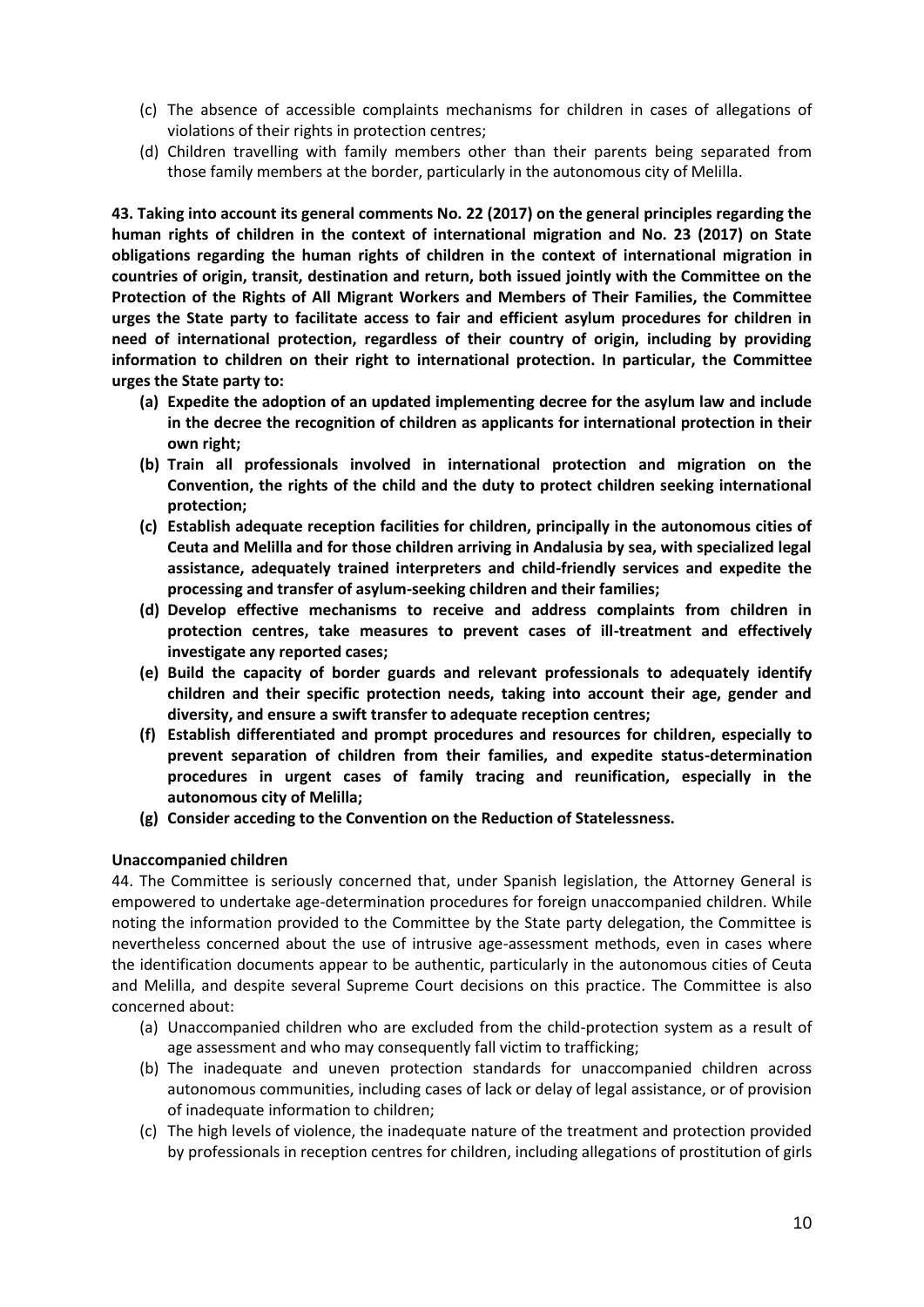(c) The absence of accessible complaints mechanisms for children in cases of allegations of violations of their rights in protection centres;

(d) Children travelling with family members other than their parents being separated from those family members at the border, particularly in the autonomous city of Melilla.

**43. Taking into account its general comments No. 22 (2017) on the general principles regarding the human rights of children in the context of international migration and No. 23 (2017) on State obligations regarding the human rights of children in the context of international migration in countries of origin, transit, destination and return, both issued jointly with the Committee on the Protection of the Rights of All Migrant Workers and Members of Their Families, the Committee urges the State party to facilitate access to fair and efficient asylum procedures for children in need of international protection, regardless of their country of origin, including by providing information to children on their right to international protection. In particular, the Committee urges the State party to:**

**(a) Expedite the adoption of an updated implementing decree for the asylum law and include in the decree the recognition of children as applicants for international protection in their own right;**

**(b) Train all professionals involved in international protection and migration on the Convention, the rights of the child and the duty to protect children seeking international protection;**

**(c) Establish adequate reception facilities for children, principally in the autonomous cities of Ceuta and Melilla and for those children arriving in Andalusia by sea, with specialized legal assistance, adequately trained interpreters and child-friendly services and expedite the processing and transfer of asylum-seeking children and their families;**

**(d) Develop effective mechanisms to receive and address complaints from children in protection centres, take measures to prevent cases of ill-treatment and effectively investigate any reported cases;**

**(e) Build the capacity of border guards and relevant professionals to adequately identify children and their specific protection needs, taking into account their age, gender and diversity, and ensure a swift transfer to adequate reception centres;**

**(f) Establish differentiated and prompt procedures and resources for children, especially to prevent separation of children from their families, and expedite status-determination procedures in urgent cases of family tracing and reunification, especially in the autonomous city of Melilla;**

**(g) Consider acceding to the Convention on the Reduction of Statelessness.**

**Unaccompanied children**

44. The Committee is seriously concerned that, under Spanish legislation, the Attorney General is empowered to undertake age-determination procedures for foreign unaccompanied children. While noting the information provided to the Committee by the State party delegation, the Committee is nevertheless concerned about the use of intrusive age-assessment methods, even in cases where the identification documents appear to be authentic, particularly in the autonomous cities of Ceuta and Melilla, and despite several Supreme Court decisions on this practice. The Committee is also concerned about:

(a) Unaccompanied children who are excluded from the child-protection system as a result of age assessment and who may consequently fall victim to trafficking;

(b) The inadequate and uneven protection standards for unaccompanied children across autonomous communities, including cases of lack or delay of legal assistance, or of provision of inadequate information to children;

(c) The high levels of violence, the inadequate nature of the treatment and protection provided by professionals in reception centres for children, including allegations of prostitution of girls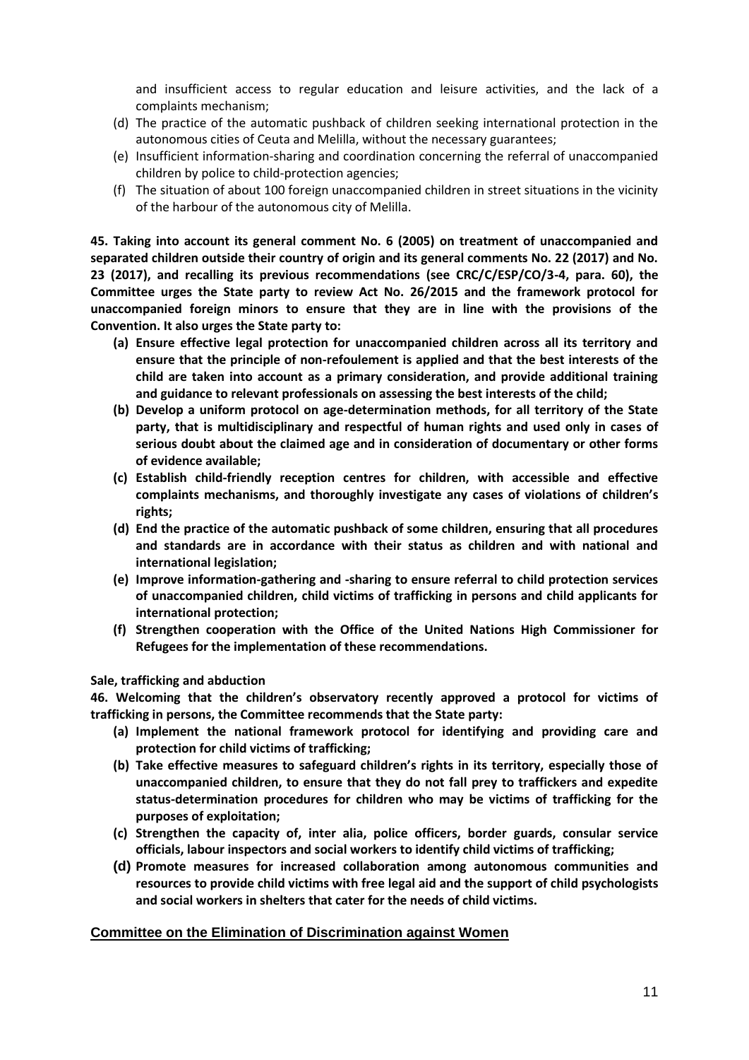and insufficient access to regular education and leisure activities, and the lack of a complaints mechanism;

(d) The practice of the automatic pushback of children seeking international protection in the autonomous cities of Ceuta and Melilla, without the necessary guarantees;

(e) Insufficient information-sharing and coordination concerning the referral of unaccompanied children by police to child-protection agencies;

(f) The situation of about 100 foreign unaccompanied children in street situations in the vicinity of the harbour of the autonomous city of Melilla.

**45. Taking into account its general comment No. 6 (2005) on treatment of unaccompanied and separated children outside their country of origin and its general comments No. 22 (2017) and No. 23 (2017), and recalling its previous recommendations (see CRC/C/ESP/CO/3-4, para. 60), the Committee urges the State party to review Act No. 26/2015 and the framework protocol for unaccompanied foreign minors to ensure that they are in line with the provisions of the Convention. It also urges the State party to:**

**(a) Ensure effective legal protection for unaccompanied children across all its territory and ensure that the principle of non-refoulement is applied and that the best interests of the child are taken into account as a primary consideration, and provide additional training and guidance to relevant professionals on assessing the best interests of the child;**

**(b) Develop a uniform protocol on age-determination methods, for all territory of the State party, that is multidisciplinary and respectful of human rights and used only in cases of serious doubt about the claimed age and in consideration of documentary or other forms of evidence available;**

**(c) Establish child-friendly reception centres for children, with accessible and effective complaints mechanisms, and thoroughly investigate any cases of violations of children's rights;**

**(d) End the practice of the automatic pushback of some children, ensuring that all procedures and standards are in accordance with their status as children and with national and international legislation;**

**(e) Improve information-gathering and -sharing to ensure referral to child protection services of unaccompanied children, child victims of trafficking in persons and child applicants for international protection;**

**(f) Strengthen cooperation with the Office of the United Nations High Commissioner for Refugees for the implementation of these recommendations.**

**Sale, trafficking and abduction**

**46. Welcoming that the children's observatory recently approved a protocol for victims of trafficking in persons, the Committee recommends that the State party:**

**(a) Implement the national framework protocol for identifying and providing care and protection for child victims of trafficking;**

**(b) Take effective measures to safeguard children's rights in its territory, especially those of unaccompanied children, to ensure that they do not fall prey to traffickers and expedite status-determination procedures for children who may be victims of trafficking for the purposes of exploitation;**

**(c) Strengthen the capacity of, inter alia, police officers, border guards, consular service officials, labour inspectors and social workers to identify child victims of trafficking;**

**(d) Promote measures for increased collaboration among autonomous communities and resources to provide child victims with free legal aid and the support of child psychologists and social workers in shelters that cater for the needs of child victims.**

## Committee on the Elimination of Discrimination against Women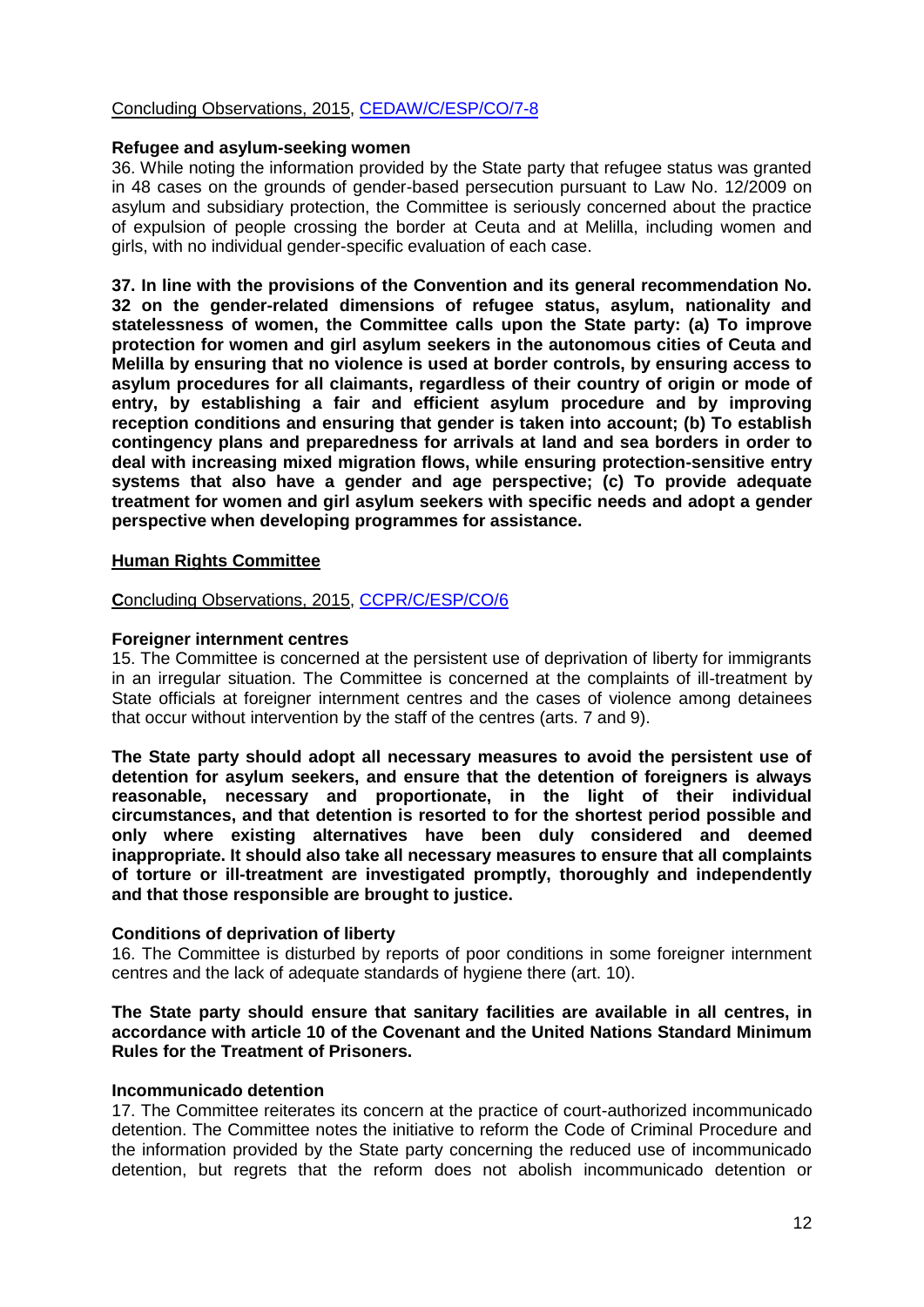Concluding Observations, 2015, [CEDAW/C/ESP/CO/7-8]

**Refugee and asylum-seeking women**

36. While noting the information provided by the State party that refugee status was granted in 48 cases on the grounds of gender-based persecution pursuant to Law No. 12/2009 on asylum and subsidiary protection, the Committee is seriously concerned about the practice of expulsion of people crossing the border at Ceuta and at Melilla, including women and girls, with no individual gender-specific evaluation of each case.

**37. In line with the provisions of the Convention and its general recommendation No. 32 on the gender-related dimensions of refugee status, asylum, nationality and statelessness of women, the Committee calls upon the State party: (a) To improve protection for women and girl asylum seekers in the autonomous cities of Ceuta and Melilla by ensuring that no violence is used at border controls, by ensuring access to asylum procedures for all claimants, regardless of their country of origin or mode of entry, by establishing a fair and efficient asylum procedure and by improving reception conditions and ensuring that gender is taken into account; (b) To establish contingency plans and preparedness for arrivals at land and sea borders in order to deal with increasing mixed migration flows, while ensuring protection-sensitive entry systems that also have a gender and age perspective; (c) To provide adequate treatment for women and girl asylum seekers with specific needs and adopt a gender perspective when developing programmes for assistance.**

## Human Rights Committee

Concluding Observations, 2015, [CCPR/C/ESP/CO/6]

**Foreigner internment centres**

15. The Committee is concerned at the persistent use of deprivation of liberty for immigrants in an irregular situation. The Committee is concerned at the complaints of ill-treatment by State officials at foreigner internment centres and the cases of violence among detainees that occur without intervention by the staff of the centres (arts. 7 and 9).

**The State party should adopt all necessary measures to avoid the persistent use of detention for asylum seekers, and ensure that the detention of foreigners is always reasonable, necessary and proportionate, in the light of their individual circumstances, and that detention is resorted to for the shortest period possible and only where existing alternatives have been duly considered and deemed inappropriate. It should also take all necessary measures to ensure that all complaints of torture or ill-treatment are investigated promptly, thoroughly and independently and that those responsible are brought to justice.**

**Conditions of deprivation of liberty**

16. The Committee is disturbed by reports of poor conditions in some foreigner internment centres and the lack of adequate standards of hygiene there (art. 10).

**The State party should ensure that sanitary facilities are available in all centres, in accordance with article 10 of the Covenant and the United Nations Standard Minimum Rules for the Treatment of Prisoners.**

**Incommunicado detention**

17. The Committee reiterates its concern at the practice of court-authorized incommunicado detention. The Committee notes the initiative to reform the Code of Criminal Procedure and the information provided by the State party concerning the reduced use of incommunicado detention, but regrets that the reform does not abolish incommunicado detention or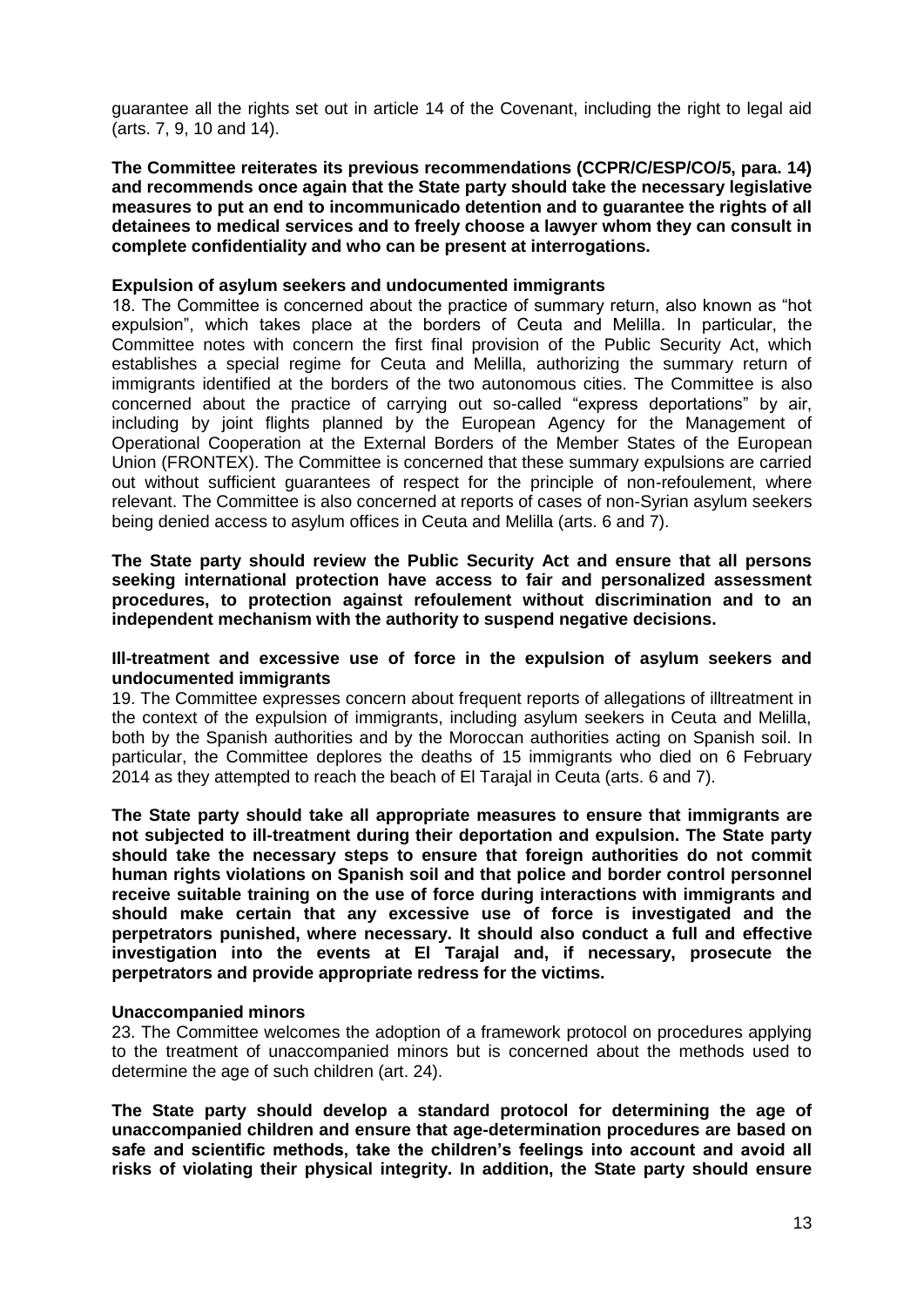guarantee all the rights set out in article 14 of the Covenant, including the right to legal aid (arts. 7, 9, 10 and 14).

**The Committee reiterates its previous recommendations (CCPR/C/ESP/CO/5, para. 14) and recommends once again that the State party should take the necessary legislative measures to put an end to incommunicado detention and to guarantee the rights of all detainees to medical services and to freely choose a lawyer whom they can consult in complete confidentiality and who can be present at interrogations.**

**Expulsion of asylum seekers and undocumented immigrants**

18. The Committee is concerned about the practice of summary return, also known as "hot expulsion", which takes place at the borders of Ceuta and Melilla. In particular, the Committee notes with concern the first final provision of the Public Security Act, which establishes a special regime for Ceuta and Melilla, authorizing the summary return of immigrants identified at the borders of the two autonomous cities. The Committee is also concerned about the practice of carrying out so-called "express deportations" by air, including by joint flights planned by the European Agency for the Management of Operational Cooperation at the External Borders of the Member States of the European Union (FRONTEX). The Committee is concerned that these summary expulsions are carried out without sufficient guarantees of respect for the principle of non-refoulement, where relevant. The Committee is also concerned at reports of cases of non-Syrian asylum seekers being denied access to asylum offices in Ceuta and Melilla (arts. 6 and 7).

**The State party should review the Public Security Act and ensure that all persons seeking international protection have access to fair and personalized assessment procedures, to protection against refoulement without discrimination and to an independent mechanism with the authority to suspend negative decisions.**

**Ill-treatment and excessive use of force in the expulsion of asylum seekers and undocumented immigrants**

19. The Committee expresses concern about frequent reports of allegations of illtreatment in the context of the expulsion of immigrants, including asylum seekers in Ceuta and Melilla, both by the Spanish authorities and by the Moroccan authorities acting on Spanish soil. In particular, the Committee deplores the deaths of 15 immigrants who died on 6 February 2014 as they attempted to reach the beach of El Tarajal in Ceuta (arts. 6 and 7).

**The State party should take all appropriate measures to ensure that immigrants are not subjected to ill-treatment during their deportation and expulsion. The State party should take the necessary steps to ensure that foreign authorities do not commit human rights violations on Spanish soil and that police and border control personnel receive suitable training on the use of force during interactions with immigrants and should make certain that any excessive use of force is investigated and the perpetrators punished, where necessary. It should also conduct a full and effective investigation into the events at El Tarajal and, if necessary, prosecute the perpetrators and provide appropriate redress for the victims.**

**Unaccompanied minors**

23. The Committee welcomes the adoption of a framework protocol on procedures applying to the treatment of unaccompanied minors but is concerned about the methods used to determine the age of such children (art. 24).

**The State party should develop a standard protocol for determining the age of unaccompanied children and ensure that age-determination procedures are based on safe and scientific methods, take the children's feelings into account and avoid all risks of violating their physical integrity. In addition, the State party should ensure**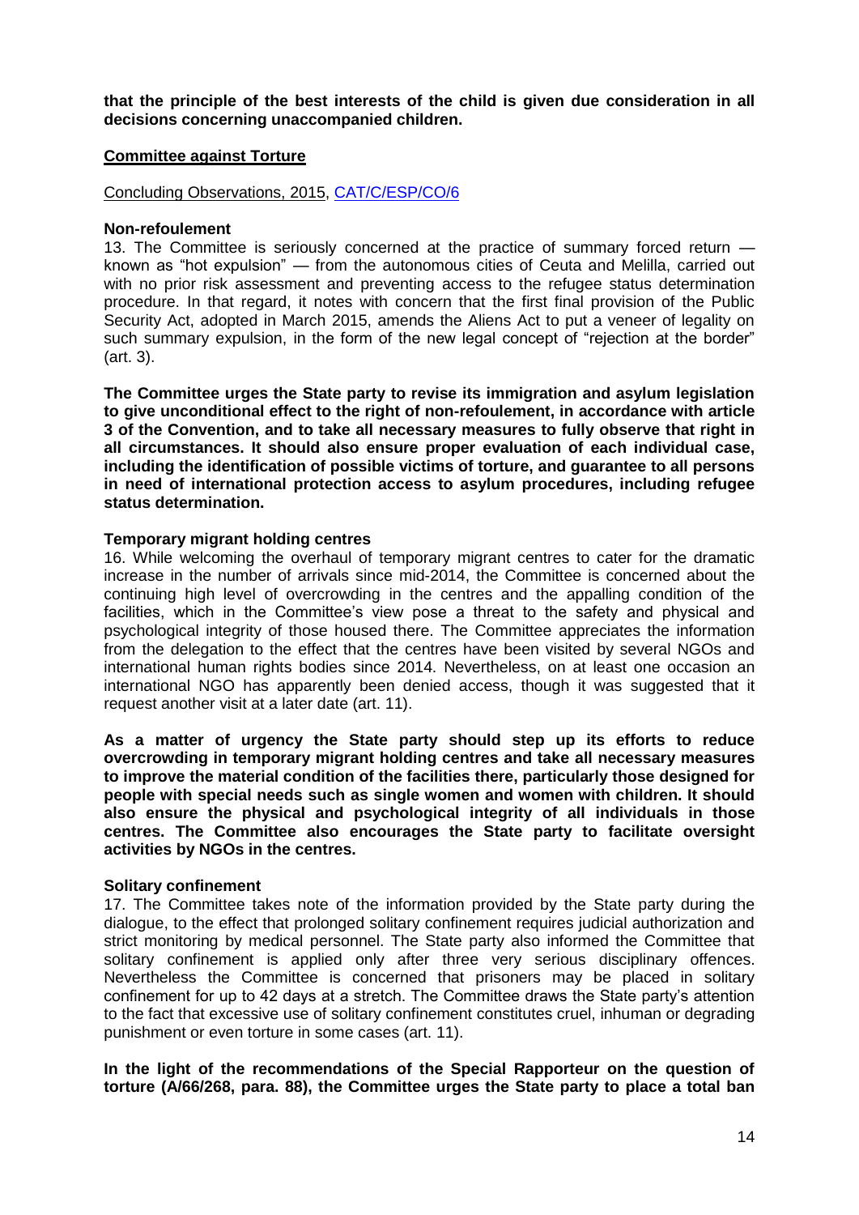**that the principle of the best interests of the child is given due consideration in all decisions concerning unaccompanied children.**

## Committee against Torture

Concluding Observations, 2015, CAT/C/ESP/CO/6

### Non-refoulement

13. The Committee is seriously concerned at the practice of summary forced return — known as "hot expulsion" — from the autonomous cities of Ceuta and Melilla, carried out with no prior risk assessment and preventing access to the refugee status determination procedure. In that regard, it notes with concern that the first final provision of the Public Security Act, adopted in March 2015, amends the Aliens Act to put a veneer of legality on such summary expulsion, in the form of the new legal concept of "rejection at the border" (art. 3).

**The Committee urges the State party to revise its immigration and asylum legislation to give unconditional effect to the right of non-refoulement, in accordance with article 3 of the Convention, and to take all necessary measures to fully observe that right in all circumstances. It should also ensure proper evaluation of each individual case, including the identification of possible victims of torture, and guarantee to all persons in need of international protection access to asylum procedures, including refugee status determination.**

### Temporary migrant holding centres

16. While welcoming the overhaul of temporary migrant centres to cater for the dramatic increase in the number of arrivals since mid-2014, the Committee is concerned about the continuing high level of overcrowding in the centres and the appalling condition of the facilities, which in the Committee's view pose a threat to the safety and physical and psychological integrity of those housed there. The Committee appreciates the information from the delegation to the effect that the centres have been visited by several NGOs and international human rights bodies since 2014. Nevertheless, on at least one occasion an international NGO has apparently been denied access, though it was suggested that it request another visit at a later date (art. 11).

**As a matter of urgency the State party should step up its efforts to reduce overcrowding in temporary migrant holding centres and take all necessary measures to improve the material condition of the facilities there, particularly those designed for people with special needs such as single women and women with children. It should also ensure the physical and psychological integrity of all individuals in those centres. The Committee also encourages the State party to facilitate oversight activities by NGOs in the centres.**

### Solitary confinement

17. The Committee takes note of the information provided by the State party during the dialogue, to the effect that prolonged solitary confinement requires judicial authorization and strict monitoring by medical personnel. The State party also informed the Committee that solitary confinement is applied only after three very serious disciplinary offences. Nevertheless the Committee is concerned that prisoners may be placed in solitary confinement for up to 42 days at a stretch. The Committee draws the State party's attention to the fact that excessive use of solitary confinement constitutes cruel, inhuman or degrading punishment or even torture in some cases (art. 11).

**In the light of the recommendations of the Special Rapporteur on the question of torture (A/66/268, para. 88), the Committee urges the State party to place a total ban**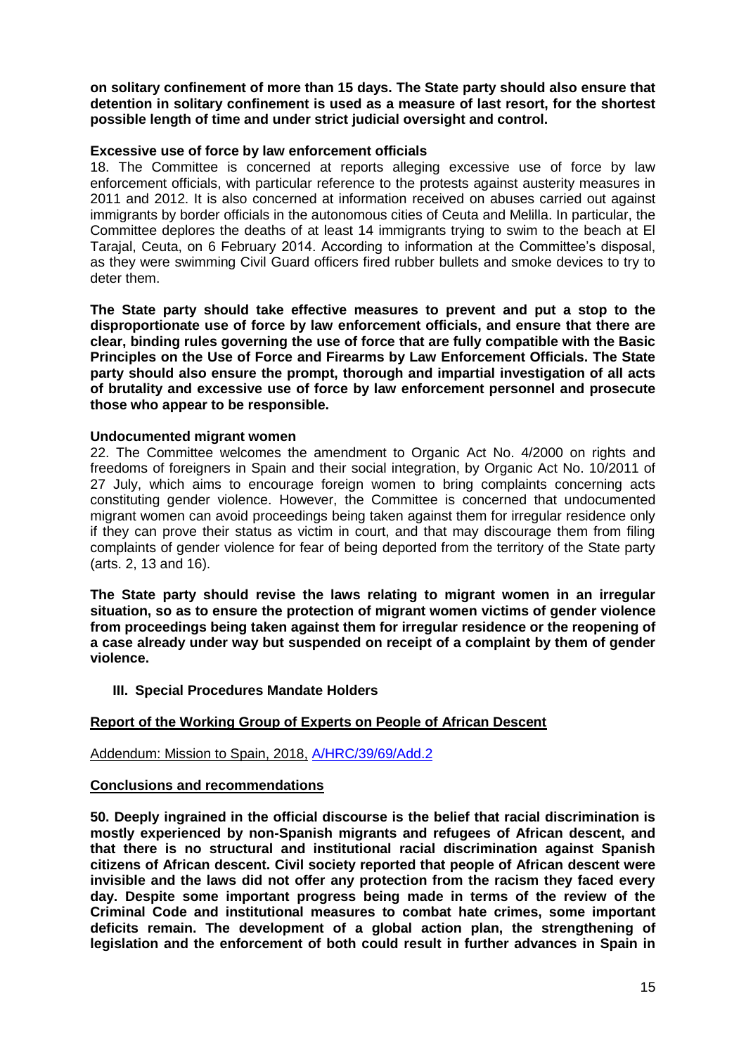**on solitary confinement of more than 15 days. The State party should also ensure that detention in solitary confinement is used as a measure of last resort, for the shortest possible length of time and under strict judicial oversight and control.**

**Excessive use of force by law enforcement officials**

18. The Committee is concerned at reports alleging excessive use of force by law enforcement officials, with particular reference to the protests against austerity measures in 2011 and 2012. It is also concerned at information received on abuses carried out against immigrants by border officials in the autonomous cities of Ceuta and Melilla. In particular, the Committee deplores the deaths of at least 14 immigrants trying to swim to the beach at El Tarajal, Ceuta, on 6 February 2014. According to information at the Committee's disposal, as they were swimming Civil Guard officers fired rubber bullets and smoke devices to try to deter them.

**The State party should take effective measures to prevent and put a stop to the disproportionate use of force by law enforcement officials, and ensure that there are clear, binding rules governing the use of force that are fully compatible with the Basic Principles on the Use of Force and Firearms by Law Enforcement Officials. The State party should also ensure the prompt, thorough and impartial investigation of all acts of brutality and excessive use of force by law enforcement personnel and prosecute those who appear to be responsible.**

**Undocumented migrant women**

22. The Committee welcomes the amendment to Organic Act No. 4/2000 on rights and freedoms of foreigners in Spain and their social integration, by Organic Act No. 10/2011 of 27 July, which aims to encourage foreign women to bring complaints concerning acts constituting gender violence. However, the Committee is concerned that undocumented migrant women can avoid proceedings being taken against them for irregular residence only if they can prove their status as victim in court, and that may discourage them from filing complaints of gender violence for fear of being deported from the territory of the State party (arts. 2, 13 and 16).

**The State party should revise the laws relating to migrant women in an irregular situation, so as to ensure the protection of migrant women victims of gender violence from proceedings being taken against them for irregular residence or the reopening of a case already under way but suspended on receipt of a complaint by them of gender violence.**

## III. Special Procedures Mandate Holders

**Report of the Working Group of Experts on People of African Descent**

Addendum: Mission to Spain, 2018, A/HRC/39/69/Add.2

**Conclusions and recommendations**

**50. Deeply ingrained in the official discourse is the belief that racial discrimination is mostly experienced by non-Spanish migrants and refugees of African descent, and that there is no structural and institutional racial discrimination against Spanish citizens of African descent. Civil society reported that people of African descent were invisible and the laws did not offer any protection from the racism they faced every day. Despite some important progress being made in terms of the review of the Criminal Code and institutional measures to combat hate crimes, some important deficits remain. The development of a global action plan, the strengthening of legislation and the enforcement of both could result in further advances in Spain in**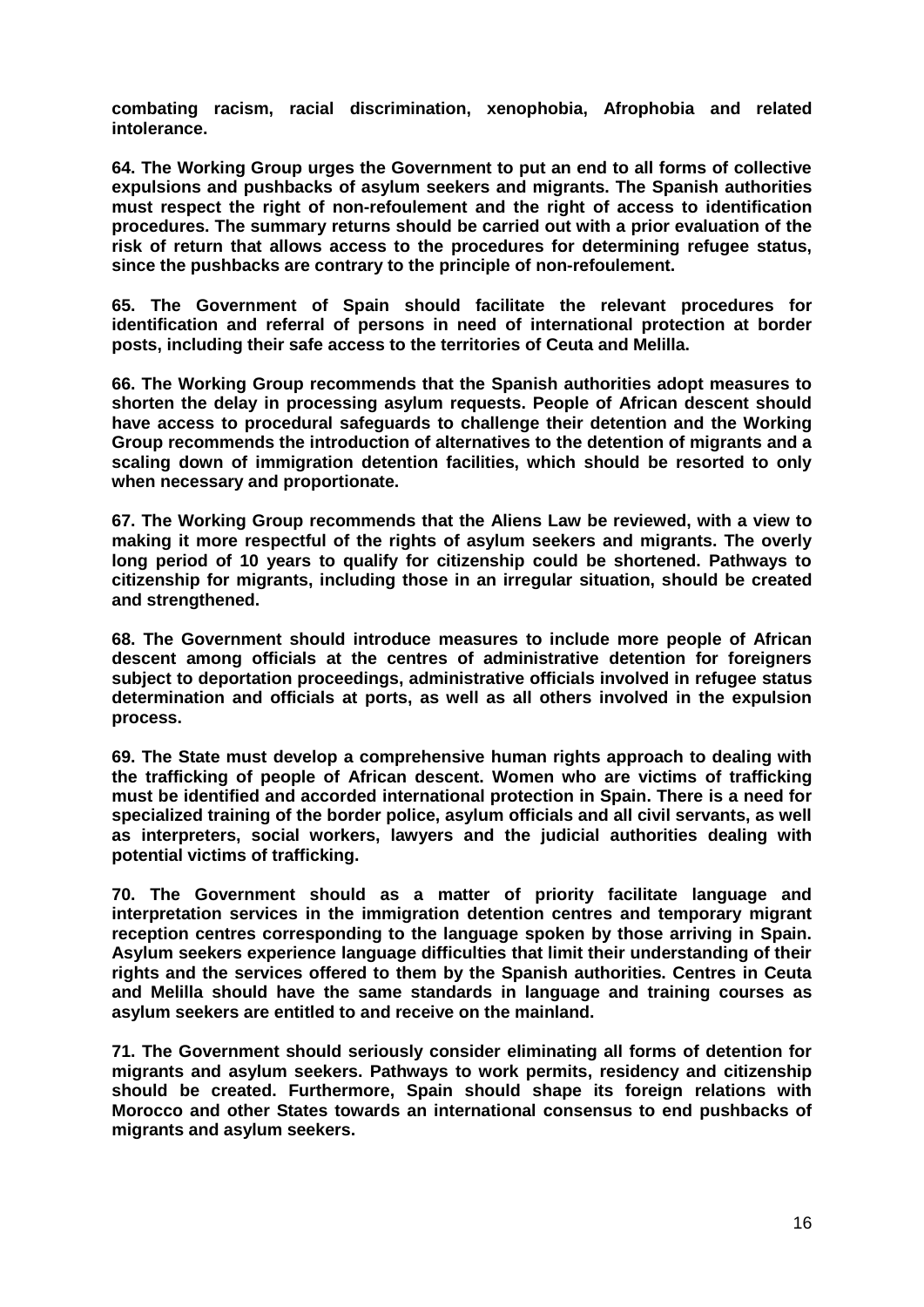**combating racism, racial discrimination, xenophobia, Afrophobia and related intolerance.**

**64. The Working Group urges the Government to put an end to all forms of collective expulsions and pushbacks of asylum seekers and migrants. The Spanish authorities must respect the right of non-refoulement and the right of access to identification procedures. The summary returns should be carried out with a prior evaluation of the risk of return that allows access to the procedures for determining refugee status, since the pushbacks are contrary to the principle of non-refoulement.**

**65. The Government of Spain should facilitate the relevant procedures for identification and referral of persons in need of international protection at border posts, including their safe access to the territories of Ceuta and Melilla.**

**66. The Working Group recommends that the Spanish authorities adopt measures to shorten the delay in processing asylum requests. People of African descent should have access to procedural safeguards to challenge their detention and the Working Group recommends the introduction of alternatives to the detention of migrants and a scaling down of immigration detention facilities, which should be resorted to only when necessary and proportionate.**

**67. The Working Group recommends that the Aliens Law be reviewed, with a view to making it more respectful of the rights of asylum seekers and migrants. The overly long period of 10 years to qualify for citizenship could be shortened. Pathways to citizenship for migrants, including those in an irregular situation, should be created and strengthened.**

**68. The Government should introduce measures to include more people of African descent among officials at the centres of administrative detention for foreigners subject to deportation proceedings, administrative officials involved in refugee status determination and officials at ports, as well as all others involved in the expulsion process.**

**69. The State must develop a comprehensive human rights approach to dealing with the trafficking of people of African descent. Women who are victims of trafficking must be identified and accorded international protection in Spain. There is a need for specialized training of the border police, asylum officials and all civil servants, as well as interpreters, social workers, lawyers and the judicial authorities dealing with potential victims of trafficking.**

**70. The Government should as a matter of priority facilitate language and interpretation services in the immigration detention centres and temporary migrant reception centres corresponding to the language spoken by those arriving in Spain. Asylum seekers experience language difficulties that limit their understanding of their rights and the services offered to them by the Spanish authorities. Centres in Ceuta and Melilla should have the same standards in language and training courses as asylum seekers are entitled to and receive on the mainland.**

**71. The Government should seriously consider eliminating all forms of detention for migrants and asylum seekers. Pathways to work permits, residency and citizenship should be created. Furthermore, Spain should shape its foreign relations with Morocco and other States towards an international consensus to end pushbacks of migrants and asylum seekers.**